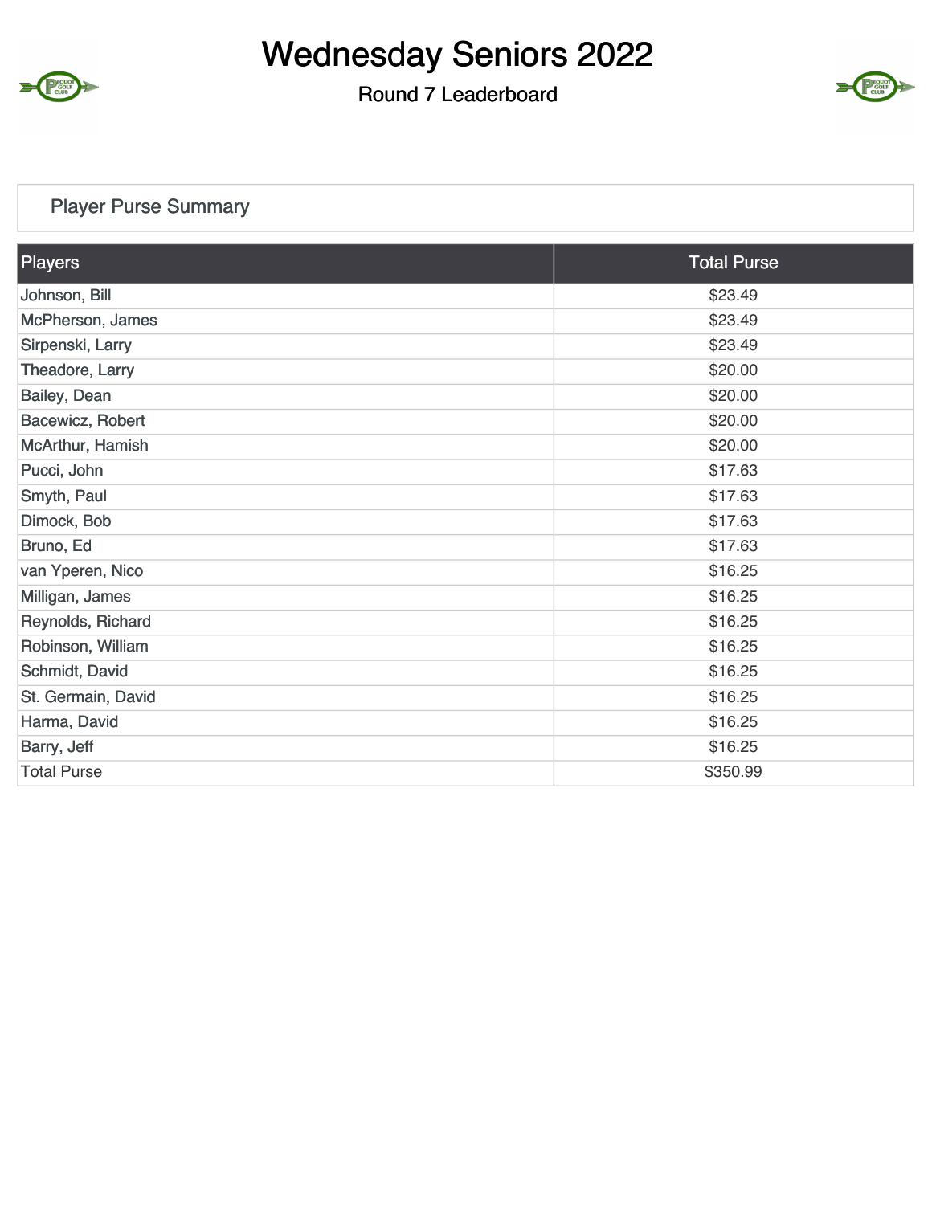# Wednesday Seniors 2022

## Round 7 Leaderboard

### Player Purse Summary

| Players | Total Purse |
|---|---|
| Johnson, Bill | $23.49 |
| McPherson, James | $23.49 |
| Sirpenski, Larry | $23.49 |
| Theadore, Larry | $20.00 |
| Bailey, Dean | $20.00 |
| Bacewicz, Robert | $20.00 |
| McArthur, Hamish | $20.00 |
| Pucci, John | $17.63 |
| Smyth, Paul | $17.63 |
| Dimock, Bob | $17.63 |
| Bruno, Ed | $17.63 |
| van Yperen, Nico | $16.25 |
| Milligan, James | $16.25 |
| Reynolds, Richard | $16.25 |
| Robinson, William | $16.25 |
| Schmidt, David | $16.25 |
| St. Germain, David | $16.25 |
| Harma, David | $16.25 |
| Barry, Jeff | $16.25 |
| Total Purse | $350.99 |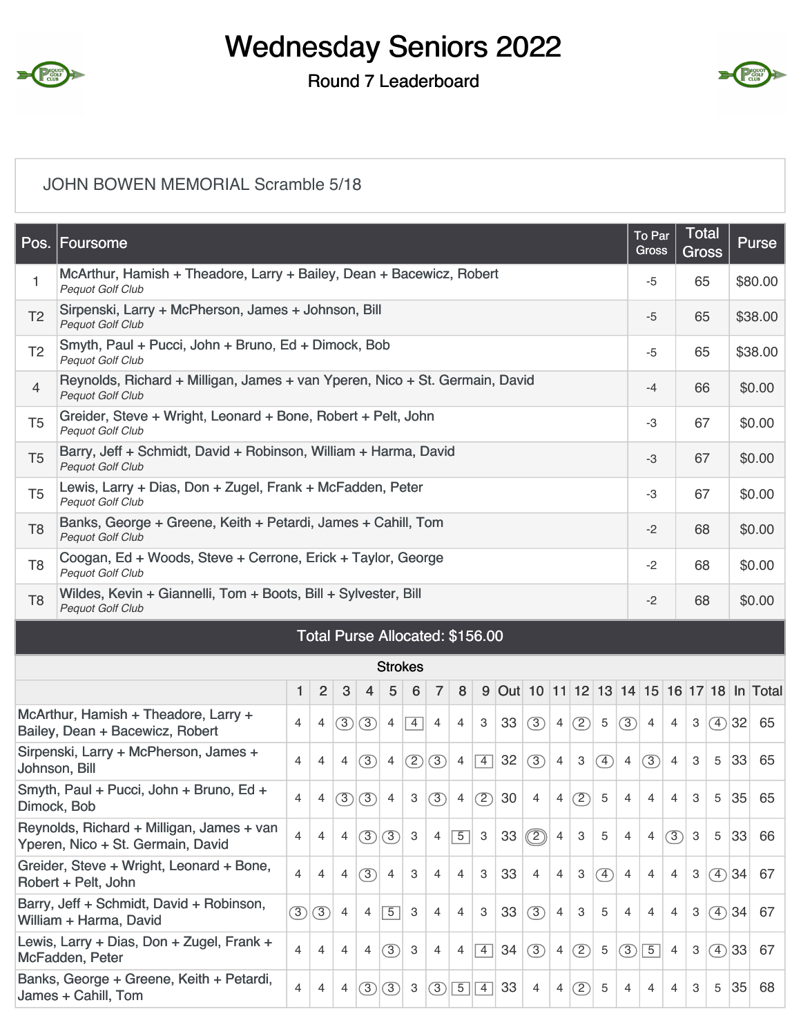# Wednesday Seniors 2022

## Round 7 Leaderboard

JOHN BOWEN MEMORIAL Scramble 5/18

| Pos. | Foursome | To Par Gross | Total Gross | Purse |
|---|---|---|---|---|
| 1 | McArthur, Hamish + Theadore, Larry + Bailey, Dean + Bacewicz, Robert *Pequot Golf Club* | -5 | 65 | $80.00 |
| T2 | Sirpenski, Larry + McPherson, James + Johnson, Bill *Pequot Golf Club* | -5 | 65 | $38.00 |
| T2 | Smyth, Paul + Pucci, John + Bruno, Ed + Dimock, Bob *Pequot Golf Club* | -5 | 65 | $38.00 |
| 4 | Reynolds, Richard + Milligan, James + van Yperen, Nico + St. Germain, David *Pequot Golf Club* | -4 | 66 | $0.00 |
| T5 | Greider, Steve + Wright, Leonard + Bone, Robert + Pelt, John *Pequot Golf Club* | -3 | 67 | $0.00 |
| T5 | Barry, Jeff + Schmidt, David + Robinson, William + Harma, David *Pequot Golf Club* | -3 | 67 | $0.00 |
| T5 | Lewis, Larry + Dias, Don + Zugel, Frank + McFadden, Peter *Pequot Golf Club* | -3 | 67 | $0.00 |
| T8 | Banks, George + Greene, Keith + Petardi, James + Cahill, Tom *Pequot Golf Club* | -2 | 68 | $0.00 |
| T8 | Coogan, Ed + Woods, Steve + Cerrone, Erick + Taylor, George *Pequot Golf Club* | -2 | 68 | $0.00 |
| T8 | Wildes, Kevin + Giannelli, Tom + Boots, Bill + Sylvester, Bill *Pequot Golf Club* | -2 | 68 | $0.00 |

Total Purse Allocated: $156.00

Strokes

| | 1 | 2 | 3 | 4 | 5 | 6 | 7 | 8 | 9 | Out | 10 | 11 | 12 | 13 | 14 | 15 | 16 | 17 | 18 | In | Total |
|---|---|---|---|---|---|---|---|---|---|---|---|---|---|---|---|---|---|---|---|---|---|
| McArthur, Hamish + Theadore, Larry + Bailey, Dean + Bacewicz, Robert | 4 | 4 | 3 | 3 | 4 | 4 | 4 | 4 | 3 | 33 | 3 | 4 | 2 | 5 | 3 | 4 | 4 | 3 | 4 | 32 | 65 |
| Sirpenski, Larry + McPherson, James + Johnson, Bill | 4 | 4 | 4 | 3 | 4 | 2 | 3 | 4 | 4 | 32 | 3 | 4 | 3 | 4 | 4 | 3 | 4 | 3 | 5 | 33 | 65 |
| Smyth, Paul + Pucci, John + Bruno, Ed + Dimock, Bob | 4 | 4 | 3 | 3 | 4 | 3 | 3 | 4 | 2 | 30 | 4 | 4 | 2 | 5 | 4 | 4 | 4 | 3 | 5 | 35 | 65 |
| Reynolds, Richard + Milligan, James + van Yperen, Nico + St. Germain, David | 4 | 4 | 4 | 3 | 3 | 3 | 4 | 5 | 3 | 33 | 2 | 4 | 3 | 5 | 4 | 4 | 3 | 3 | 5 | 33 | 66 |
| Greider, Steve + Wright, Leonard + Bone, Robert + Pelt, John | 4 | 4 | 4 | 3 | 4 | 3 | 4 | 4 | 3 | 33 | 4 | 4 | 3 | 4 | 4 | 4 | 4 | 3 | 4 | 34 | 67 |
| Barry, Jeff + Schmidt, David + Robinson, William + Harma, David | 3 | 3 | 4 | 4 | 5 | 3 | 4 | 4 | 3 | 33 | 3 | 4 | 3 | 5 | 4 | 4 | 4 | 3 | 4 | 34 | 67 |
| Lewis, Larry + Dias, Don + Zugel, Frank + McFadden, Peter | 4 | 4 | 4 | 4 | 3 | 3 | 4 | 4 | 4 | 34 | 3 | 4 | 2 | 5 | 3 | 5 | 4 | 3 | 4 | 33 | 67 |
| Banks, George + Greene, Keith + Petardi, James + Cahill, Tom | 4 | 4 | 4 | 3 | 3 | 3 | 3 | 5 | 4 | 33 | 4 | 4 | 2 | 5 | 4 | 4 | 4 | 3 | 5 | 35 | 68 |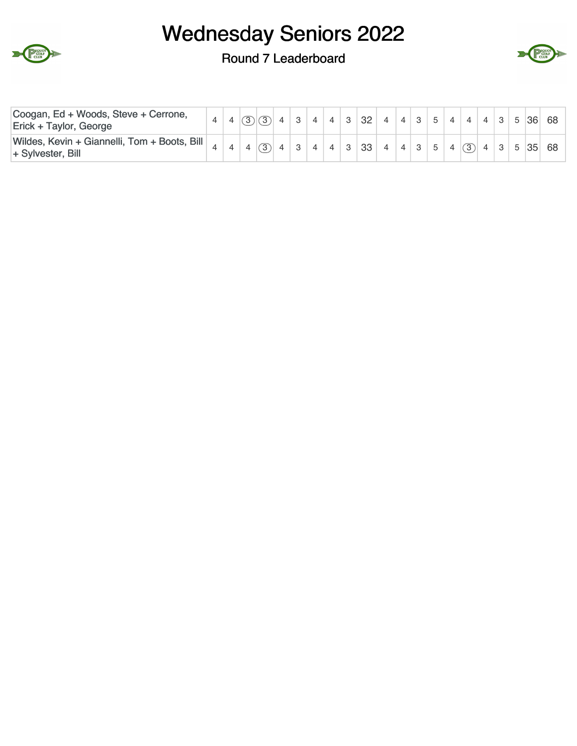# Wednesday Seniors 2022

## Round 7 Leaderboard

| | | | | | | | | | | | | | | | | | | | | | |
|---|---|---|---|---|---|---|---|---|---|---|---|---|---|---|---|---|---|---|---|---|---|
| Coogan, Ed + Woods, Steve + Cerrone, Erick + Taylor, George | 4 | 4 | (3) | (3) | 4 | 3 | 4 | 4 | 3 | 32 | 4 | 4 | 3 | 5 | 4 | 4 | 4 | 3 | 5 | 36 | 68 |
| Wildes, Kevin + Giannelli, Tom + Boots, Bill + Sylvester, Bill | 4 | 4 | 4 | (3) | 4 | 3 | 4 | 4 | 3 | 33 | 4 | 4 | 3 | 5 | 4 | (3) | 4 | 3 | 5 | 35 | 68 |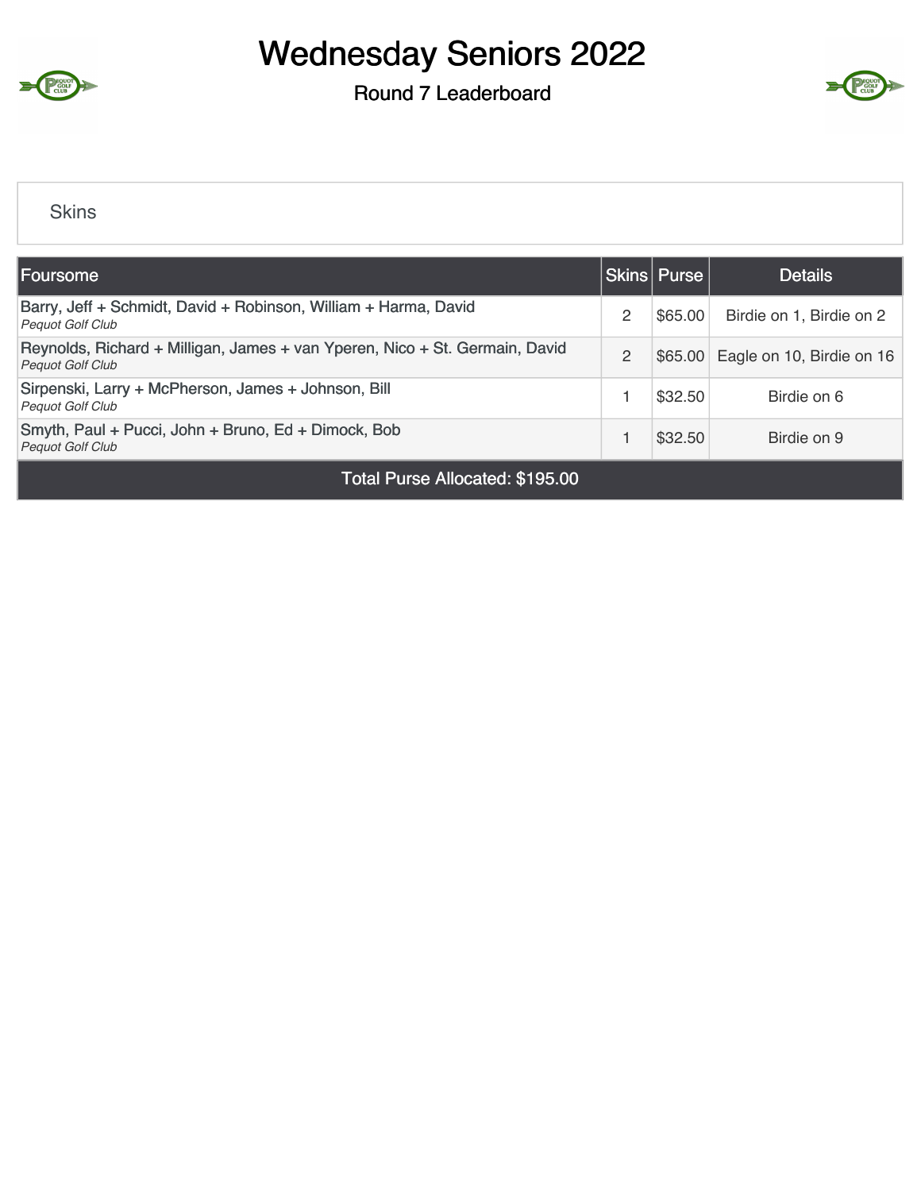# Wednesday Seniors 2022

## Round 7 Leaderboard

### Skins

| Foursome | Skins | Purse | Details |
|---|---|---|---|
| Barry, Jeff + Schmidt, David + Robinson, William + Harma, David<br>*Pequot Golf Club* | 2 | $65.00 | Birdie on 1, Birdie on 2 |
| Reynolds, Richard + Milligan, James + van Yperen, Nico + St. Germain, David<br>*Pequot Golf Club* | 2 | $65.00 | Eagle on 10, Birdie on 16 |
| Sirpenski, Larry + McPherson, James + Johnson, Bill<br>*Pequot Golf Club* | 1 | $32.50 | Birdie on 6 |
| Smyth, Paul + Pucci, John + Bruno, Ed + Dimock, Bob<br>*Pequot Golf Club* | 1 | $32.50 | Birdie on 9 |
| Total Purse Allocated: $195.00 | | | |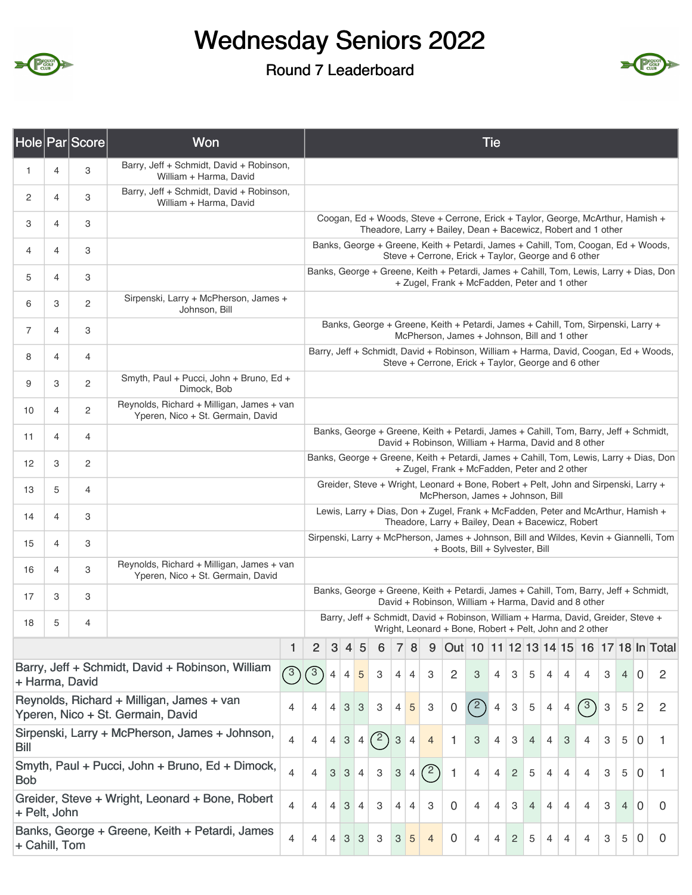# Wednesday Seniors 2022

## Round 7 Leaderboard

| Hole | Par | Score | Won | Tie |
|---|---|---|---|---|
| 1 | 4 | 3 | Barry, Jeff + Schmidt, David + Robinson, William + Harma, David | |
| 2 | 4 | 3 | Barry, Jeff + Schmidt, David + Robinson, William + Harma, David | |
| 3 | 4 | 3 | | Coogan, Ed + Woods, Steve + Cerrone, Erick + Taylor, George, McArthur, Hamish + Theadore, Larry + Bailey, Dean + Bacewicz, Robert and 1 other |
| 4 | 4 | 3 | | Banks, George + Greene, Keith + Petardi, James + Cahill, Tom, Coogan, Ed + Woods, Steve + Cerrone, Erick + Taylor, George and 6 other |
| 5 | 4 | 3 | | Banks, George + Greene, Keith + Petardi, James + Cahill, Tom, Lewis, Larry + Dias, Don + Zugel, Frank + McFadden, Peter and 1 other |
| 6 | 3 | 2 | Sirpenski, Larry + McPherson, James + Johnson, Bill | |
| 7 | 4 | 3 | | Banks, George + Greene, Keith + Petardi, James + Cahill, Tom, Sirpenski, Larry + McPherson, James + Johnson, Bill and 1 other |
| 8 | 4 | 4 | | Barry, Jeff + Schmidt, David + Robinson, William + Harma, David, Coogan, Ed + Woods, Steve + Cerrone, Erick + Taylor, George and 6 other |
| 9 | 3 | 2 | Smyth, Paul + Pucci, John + Bruno, Ed + Dimock, Bob | |
| 10 | 4 | 2 | Reynolds, Richard + Milligan, James + van Yperen, Nico + St. Germain, David | |
| 11 | 4 | 4 | | Banks, George + Greene, Keith + Petardi, James + Cahill, Tom, Barry, Jeff + Schmidt, David + Robinson, William + Harma, David and 8 other |
| 12 | 3 | 2 | | Banks, George + Greene, Keith + Petardi, James + Cahill, Tom, Lewis, Larry + Dias, Don + Zugel, Frank + McFadden, Peter and 2 other |
| 13 | 5 | 4 | | Greider, Steve + Wright, Leonard + Bone, Robert + Pelt, John and Sirpenski, Larry + McPherson, James + Johnson, Bill |
| 14 | 4 | 3 | | Lewis, Larry + Dias, Don + Zugel, Frank + McFadden, Peter and McArthur, Hamish + Theadore, Larry + Bailey, Dean + Bacewicz, Robert |
| 15 | 4 | 3 | | Sirpenski, Larry + McPherson, James + Johnson, Bill and Wildes, Kevin + Giannelli, Tom + Boots, Bill + Sylvester, Bill |
| 16 | 4 | 3 | Reynolds, Richard + Milligan, James + van Yperen, Nico + St. Germain, David | |
| 17 | 3 | 3 | | Banks, George + Greene, Keith + Petardi, James + Cahill, Tom, Barry, Jeff + Schmidt, David + Robinson, William + Harma, David and 8 other |
| 18 | 5 | 4 | | Barry, Jeff + Schmidt, David + Robinson, William + Harma, David, Greider, Steve + Wright, Leonard + Bone, Robert + Pelt, John and 2 other |

| | 1 | 2 | 3 | 4 | 5 | 6 | 7 | 8 | 9 | Out | 10 | 11 | 12 | 13 | 14 | 15 | 16 | 17 | 18 | In | Total |
|---|---|---|---|---|---|---|---|---|---|---|---|---|---|---|---|---|---|---|---|---|---|
| Barry, Jeff + Schmidt, David + Robinson, William + Harma, David | 3 | 3 | 4 | 4 | 5 | 3 | 4 | 4 | 3 | 2 | 3 | 4 | 3 | 5 | 4 | 4 | 4 | 3 | 4 | 0 | 2 |
| Reynolds, Richard + Milligan, James + van Yperen, Nico + St. Germain, David | 4 | 4 | 4 | 3 | 3 | 3 | 4 | 5 | 3 | 0 | 2 | 4 | 3 | 5 | 4 | 4 | 3 | 3 | 5 | 2 | 2 |
| Sirpenski, Larry + McPherson, James + Johnson, Bill | 4 | 4 | 4 | 3 | 4 | 2 | 3 | 4 | 4 | 1 | 3 | 4 | 3 | 4 | 4 | 3 | 4 | 3 | 5 | 0 | 1 |
| Smyth, Paul + Pucci, John + Bruno, Ed + Dimock, Bob | 4 | 4 | 3 | 3 | 4 | 3 | 3 | 4 | 2 | 1 | 4 | 4 | 2 | 5 | 4 | 4 | 4 | 3 | 5 | 0 | 1 |
| Greider, Steve + Wright, Leonard + Bone, Robert + Pelt, John | 4 | 4 | 4 | 3 | 4 | 3 | 4 | 4 | 3 | 0 | 4 | 4 | 3 | 4 | 4 | 4 | 4 | 3 | 4 | 0 | 0 |
| Banks, George + Greene, Keith + Petardi, James + Cahill, Tom | 4 | 4 | 4 | 3 | 3 | 3 | 3 | 5 | 4 | 0 | 4 | 4 | 2 | 5 | 4 | 4 | 4 | 3 | 5 | 0 | 0 |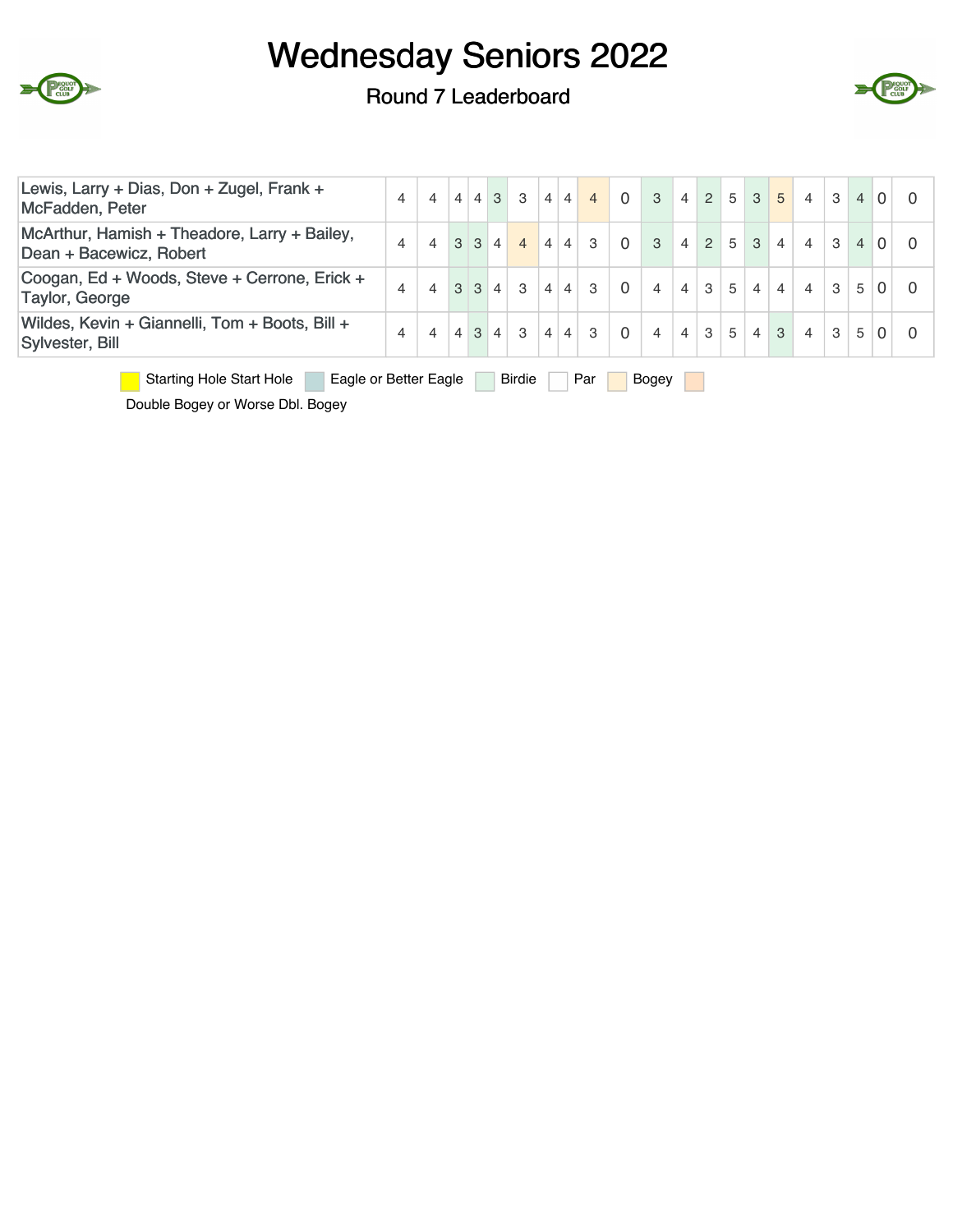# Wednesday Seniors 2022

## Round 7 Leaderboard

| | | | | | | | | | | | | | | | | | | | | | |
|---|---|---|---|---|---|---|---|---|---|---|---|---|---|---|---|---|---|---|---|---|---|
| Lewis, Larry + Dias, Don + Zugel, Frank + McFadden, Peter | 4 | 4 | 4 | 4 | 3 | 3 | 4 | 4 | 4 | 0 | 3 | 4 | 2 | 5 | 3 | 5 | 4 | 3 | 4 | 0 | 0 |
| McArthur, Hamish + Theadore, Larry + Bailey, Dean + Bacewicz, Robert | 4 | 4 | 3 | 3 | 4 | 4 | 4 | 4 | 3 | 0 | 3 | 4 | 2 | 5 | 3 | 4 | 4 | 3 | 4 | 0 | 0 |
| Coogan, Ed + Woods, Steve + Cerrone, Erick + Taylor, George | 4 | 4 | 3 | 3 | 4 | 3 | 4 | 4 | 3 | 0 | 4 | 4 | 3 | 5 | 4 | 4 | 4 | 3 | 5 | 0 | 0 |
| Wildes, Kevin + Giannelli, Tom + Boots, Bill + Sylvester, Bill | 4 | 4 | 4 | 3 | 4 | 3 | 4 | 4 | 3 | 0 | 4 | 4 | 3 | 5 | 4 | 3 | 4 | 3 | 5 | 0 | 0 |

Starting Hole Start Hole | Eagle or Better Eagle | Birdie | Par | Bogey | Double Bogey or Worse Dbl. Bogey